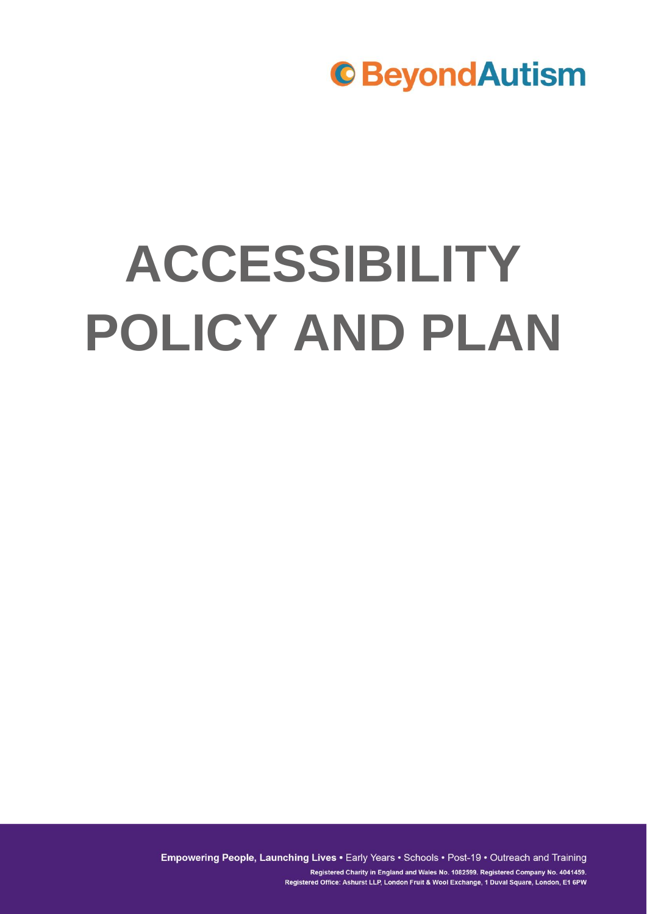BeyondAutism

# ACCESSIBILITY POLICY AND PLAN

**Empowering People, Launching Lives** • Early Years • Schools • Post-19 • Outreach and Training

Registered Charity in England and Wales No. 1082599. Registered Company No. 4041459.
Registered Office: Ashurst LLP, London Fruit & Wool Exchange, 1 Duval Square, London, E1 6PW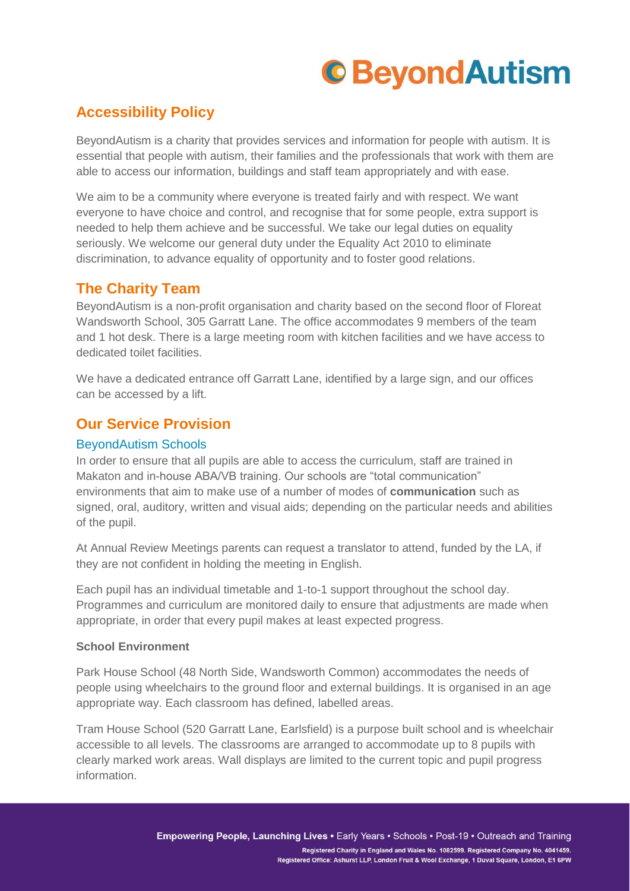## Accessibility Policy

BeyondAutism is a charity that provides services and information for people with autism. It is essential that people with autism, their families and the professionals that work with them are able to access our information, buildings and staff team appropriately and with ease.

We aim to be a community where everyone is treated fairly and with respect. We want everyone to have choice and control, and recognise that for some people, extra support is needed to help them achieve and be successful. We take our legal duties on equality seriously. We welcome our general duty under the Equality Act 2010 to eliminate discrimination, to advance equality of opportunity and to foster good relations.

## The Charity Team

BeyondAutism is a non-profit organisation and charity based on the second floor of Floreat Wandsworth School, 305 Garratt Lane. The office accommodates 9 members of the team and 1 hot desk. There is a large meeting room with kitchen facilities and we have access to dedicated toilet facilities.

We have a dedicated entrance off Garratt Lane, identified by a large sign, and our offices can be accessed by a lift.

## Our Service Provision

### BeyondAutism Schools

In order to ensure that all pupils are able to access the curriculum, staff are trained in Makaton and in-house ABA/VB training. Our schools are "total communication" environments that aim to make use of a number of modes of **communication** such as signed, oral, auditory, written and visual aids; depending on the particular needs and abilities of the pupil.

At Annual Review Meetings parents can request a translator to attend, funded by the LA, if they are not confident in holding the meeting in English.

Each pupil has an individual timetable and 1-to-1 support throughout the school day. Programmes and curriculum are monitored daily to ensure that adjustments are made when appropriate, in order that every pupil makes at least expected progress.

#### School Environment

Park House School (48 North Side, Wandsworth Common) accommodates the needs of people using wheelchairs to the ground floor and external buildings. It is organised in an age appropriate way. Each classroom has defined, labelled areas.

Tram House School (520 Garratt Lane, Earlsfield) is a purpose built school and is wheelchair accessible to all levels. The classrooms are arranged to accommodate up to 8 pupils with clearly marked work areas. Wall displays are limited to the current topic and pupil progress information.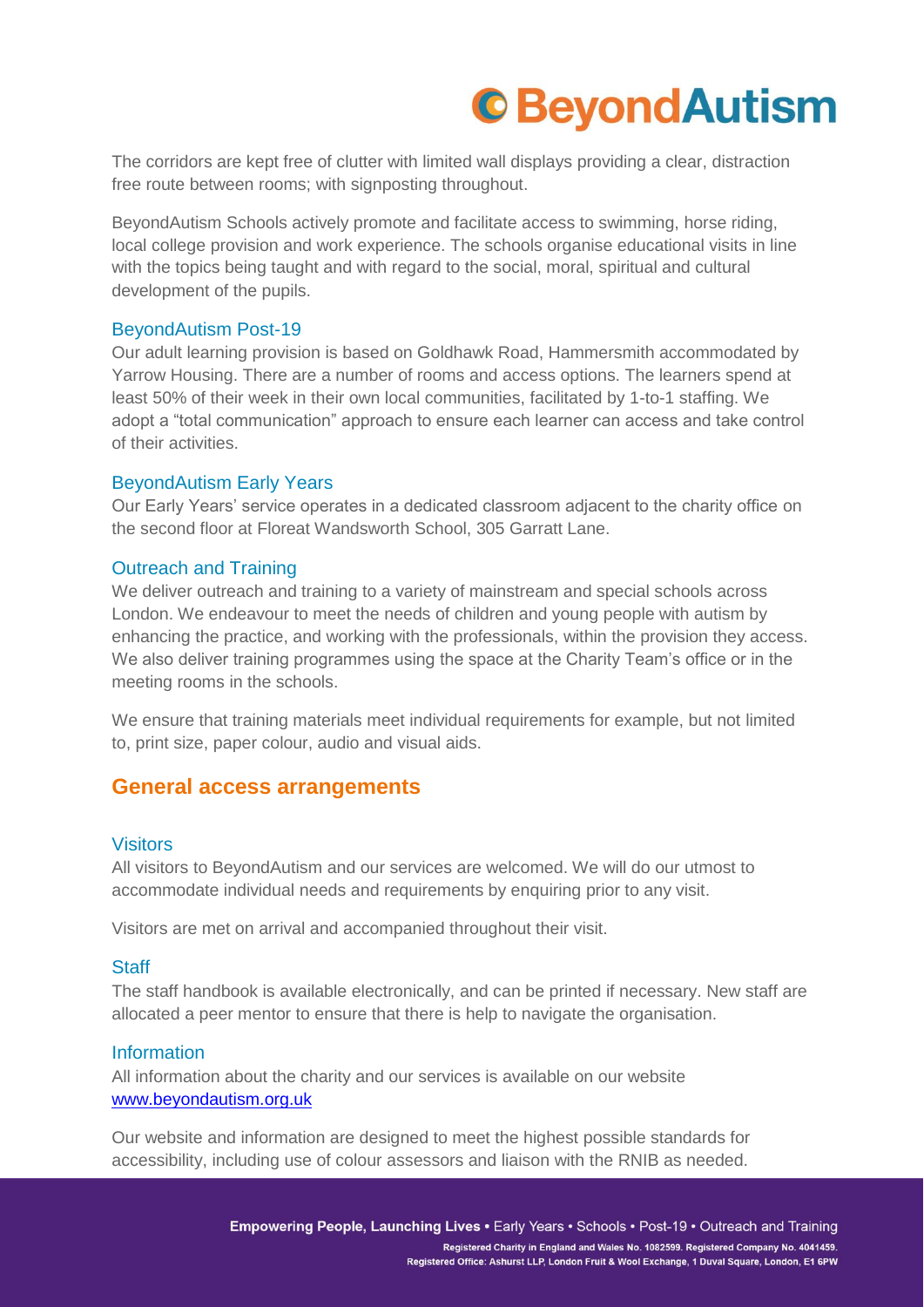The corridors are kept free of clutter with limited wall displays providing a clear, distraction free route between rooms; with signposting throughout.

BeyondAutism Schools actively promote and facilitate access to swimming, horse riding, local college provision and work experience. The schools organise educational visits in line with the topics being taught and with regard to the social, moral, spiritual and cultural development of the pupils.

### BeyondAutism Post-19

Our adult learning provision is based on Goldhawk Road, Hammersmith accommodated by Yarrow Housing. There are a number of rooms and access options. The learners spend at least 50% of their week in their own local communities, facilitated by 1-to-1 staffing. We adopt a "total communication" approach to ensure each learner can access and take control of their activities.

### BeyondAutism Early Years

Our Early Years' service operates in a dedicated classroom adjacent to the charity office on the second floor at Floreat Wandsworth School, 305 Garratt Lane.

### Outreach and Training

We deliver outreach and training to a variety of mainstream and special schools across London. We endeavour to meet the needs of children and young people with autism by enhancing the practice, and working with the professionals, within the provision they access. We also deliver training programmes using the space at the Charity Team's office or in the meeting rooms in the schools.

We ensure that training materials meet individual requirements for example, but not limited to, print size, paper colour, audio and visual aids.

## General access arrangements

### Visitors

All visitors to BeyondAutism and our services are welcomed. We will do our utmost to accommodate individual needs and requirements by enquiring prior to any visit.

Visitors are met on arrival and accompanied throughout their visit.

### Staff

The staff handbook is available electronically, and can be printed if necessary. New staff are allocated a peer mentor to ensure that there is help to navigate the organisation.

### Information

All information about the charity and our services is available on our website [www.beyondautism.org.uk](http://www.beyondautism.org.uk)

Our website and information are designed to meet the highest possible standards for accessibility, including use of colour assessors and liaison with the RNIB as needed.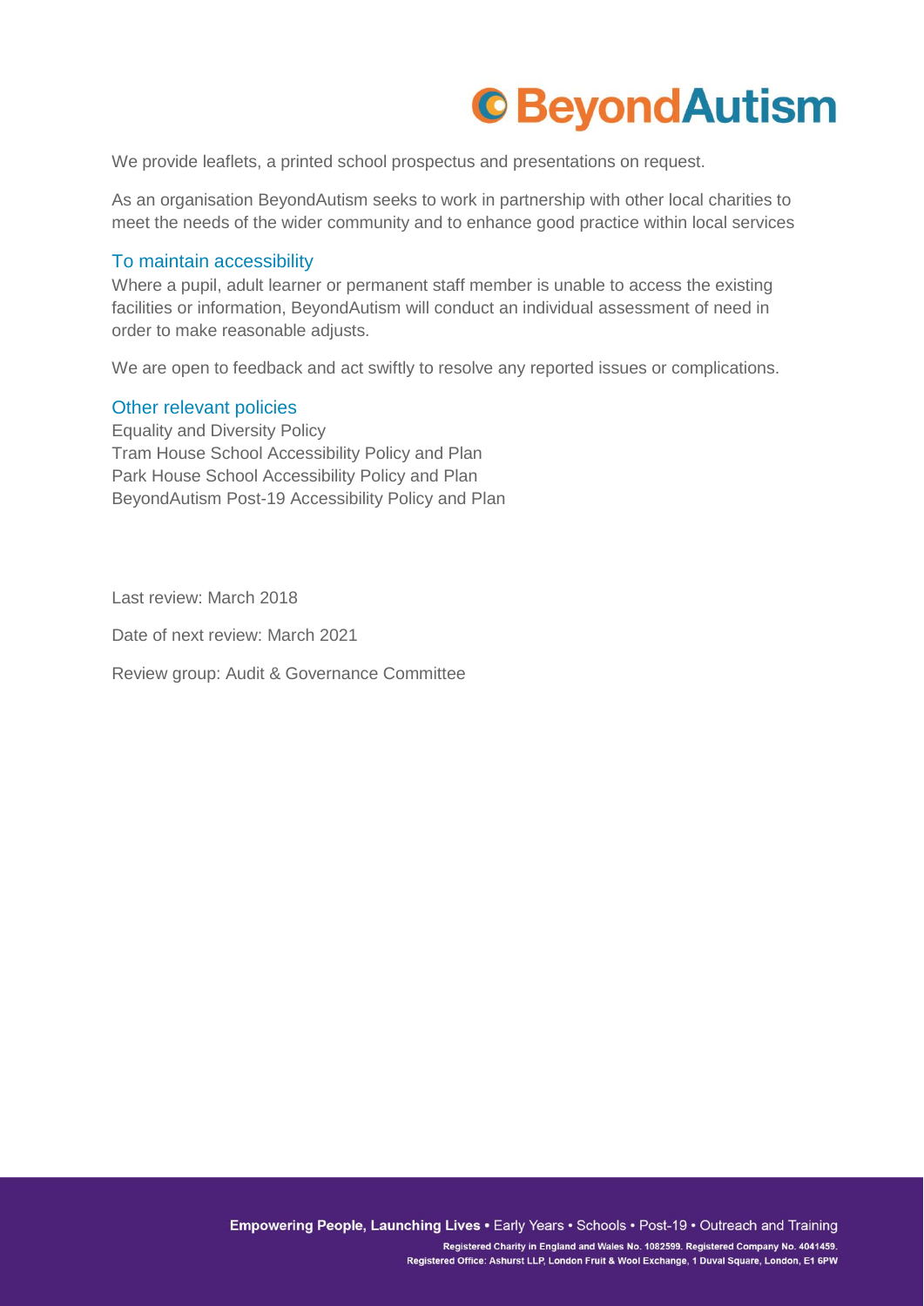We provide leaflets, a printed school prospectus and presentations on request.

As an organisation BeyondAutism seeks to work in partnership with other local charities to meet the needs of the wider community and to enhance good practice within local services

## To maintain accessibility

Where a pupil, adult learner or permanent staff member is unable to access the existing facilities or information, BeyondAutism will conduct an individual assessment of need in order to make reasonable adjusts.

We are open to feedback and act swiftly to resolve any reported issues or complications.

## Other relevant policies

Equality and Diversity Policy
Tram House School Accessibility Policy and Plan
Park House School Accessibility Policy and Plan
BeyondAutism Post-19 Accessibility Policy and Plan

Last review: March 2018

Date of next review: March 2021

Review group: Audit & Governance Committee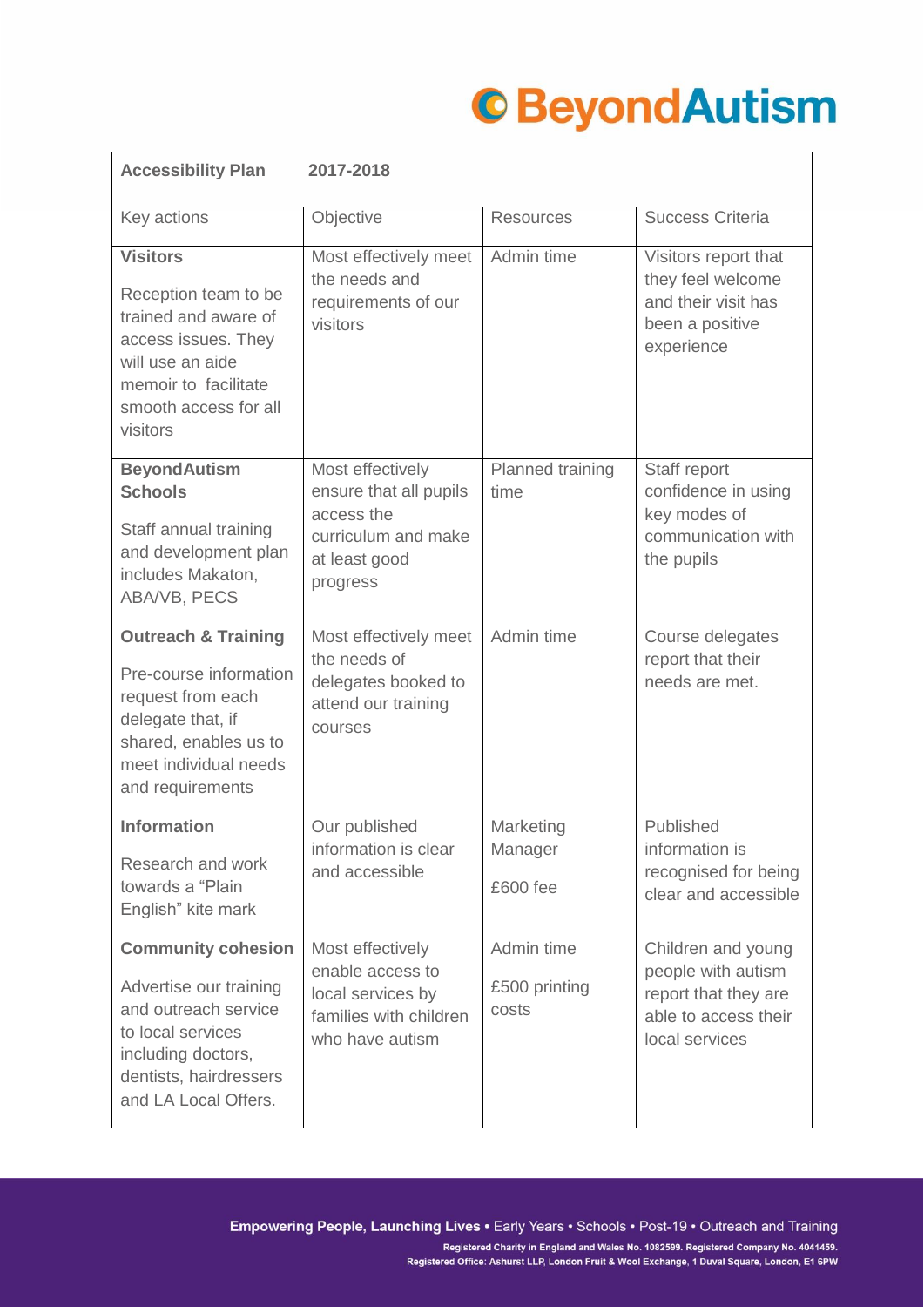| **Accessibility Plan** **2017-2018** | | | |
|---|---|---|---|
| Key actions | Objective | Resources | Success Criteria |
| **Visitors** Reception team to be trained and aware of access issues. They will use an aide memoir to facilitate smooth access for all visitors | Most effectively meet the needs and requirements of our visitors | Admin time | Visitors report that they feel welcome and their visit has been a positive experience |
| **BeyondAutism Schools** Staff annual training and development plan includes Makaton, ABA/VB, PECS | Most effectively ensure that all pupils access the curriculum and make at least good progress | Planned training time | Staff report confidence in using key modes of communication with the pupils |
| **Outreach & Training** Pre-course information request from each delegate that, if shared, enables us to meet individual needs and requirements | Most effectively meet the needs of delegates booked to attend our training courses | Admin time | Course delegates report that their needs are met. |
| **Information** Research and work towards a "Plain English" kite mark | Our published information is clear and accessible | Marketing Manager £600 fee | Published information is recognised for being clear and accessible |
| **Community cohesion** Advertise our training and outreach service to local services including doctors, dentists, hairdressers and LA Local Offers. | Most effectively enable access to local services by families with children who have autism | Admin time £500 printing costs | Children and young people with autism report that they are able to access their local services |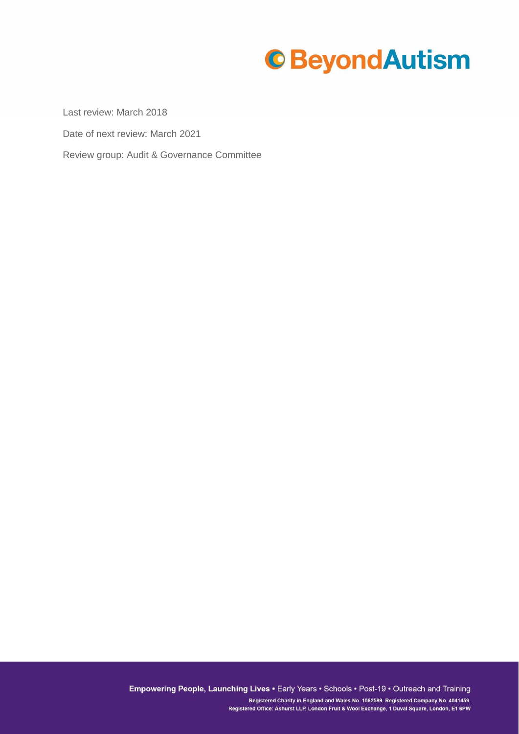Last review: March 2018

Date of next review: March 2021

Review group: Audit & Governance Committee

**Empowering People, Launching Lives** • Early Years • Schools • Post-19 • Outreach and Training

Registered Charity in England and Wales No. 1082599. Registered Company No. 4041459.
Registered Office: Ashurst LLP, London Fruit & Wool Exchange, 1 Duval Square, London, E1 6PW